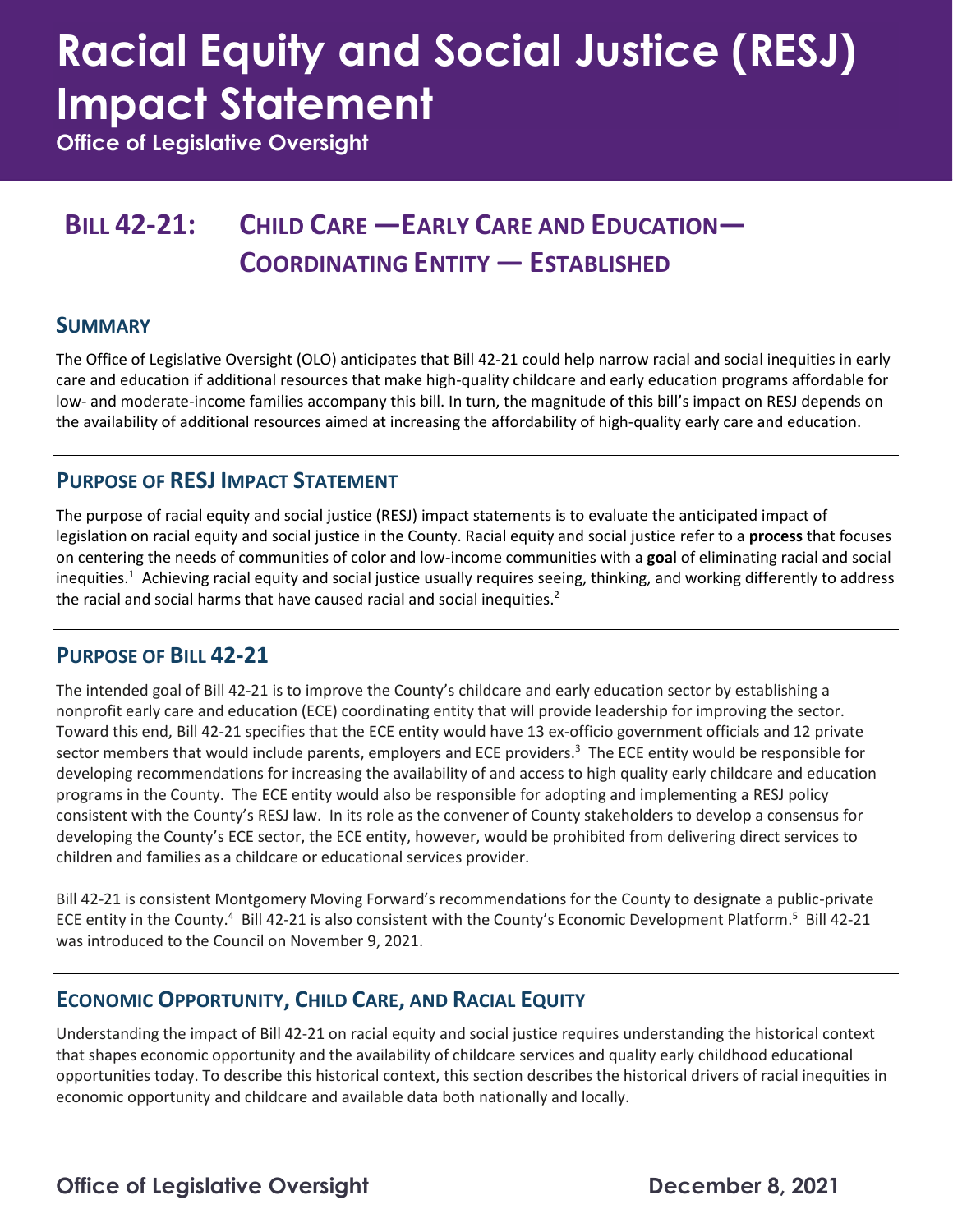# Racial Equity and Social Justice (RESJ) Impact Statement

**Office of Legislative Oversight**

## BILL 42-21: CHILD CARE —EARLY CARE AND EDUCATION— COORDINATING ENTITY — ESTABLISHED

### SUMMARY

The Office of Legislative Oversight (OLO) anticipates that Bill 42-21 could help narrow racial and social inequities in early care and education if additional resources that make high-quality childcare and early education programs affordable for low- and moderate-income families accompany this bill. In turn, the magnitude of this bill's impact on RESJ depends on the availability of additional resources aimed at increasing the affordability of high-quality early care and education.

### PURPOSE OF RESJ IMPACT STATEMENT

The purpose of racial equity and social justice (RESJ) impact statements is to evaluate the anticipated impact of legislation on racial equity and social justice in the County. Racial equity and social justice refer to a **process** that focuses on centering the needs of communities of color and low-income communities with a **goal** of eliminating racial and social inequities.[1] Achieving racial equity and social justice usually requires seeing, thinking, and working differently to address the racial and social harms that have caused racial and social inequities.[2]

### PURPOSE OF BILL 42-21

The intended goal of Bill 42-21 is to improve the County's childcare and early education sector by establishing a nonprofit early care and education (ECE) coordinating entity that will provide leadership for improving the sector. Toward this end, Bill 42-21 specifies that the ECE entity would have 13 ex-officio government officials and 12 private sector members that would include parents, employers and ECE providers.[3] The ECE entity would be responsible for developing recommendations for increasing the availability of and access to high quality early childcare and education programs in the County. The ECE entity would also be responsible for adopting and implementing a RESJ policy consistent with the County's RESJ law. In its role as the convener of County stakeholders to develop a consensus for developing the County's ECE sector, the ECE entity, however, would be prohibited from delivering direct services to children and families as a childcare or educational services provider.

Bill 42-21 is consistent Montgomery Moving Forward's recommendations for the County to designate a public-private ECE entity in the County.[4] Bill 42-21 is also consistent with the County's Economic Development Platform.[5] Bill 42-21 was introduced to the Council on November 9, 2021.

### ECONOMIC OPPORTUNITY, CHILD CARE, AND RACIAL EQUITY

Understanding the impact of Bill 42-21 on racial equity and social justice requires understanding the historical context that shapes economic opportunity and the availability of childcare services and quality early childhood educational opportunities today. To describe this historical context, this section describes the historical drivers of racial inequities in economic opportunity and childcare and available data both nationally and locally.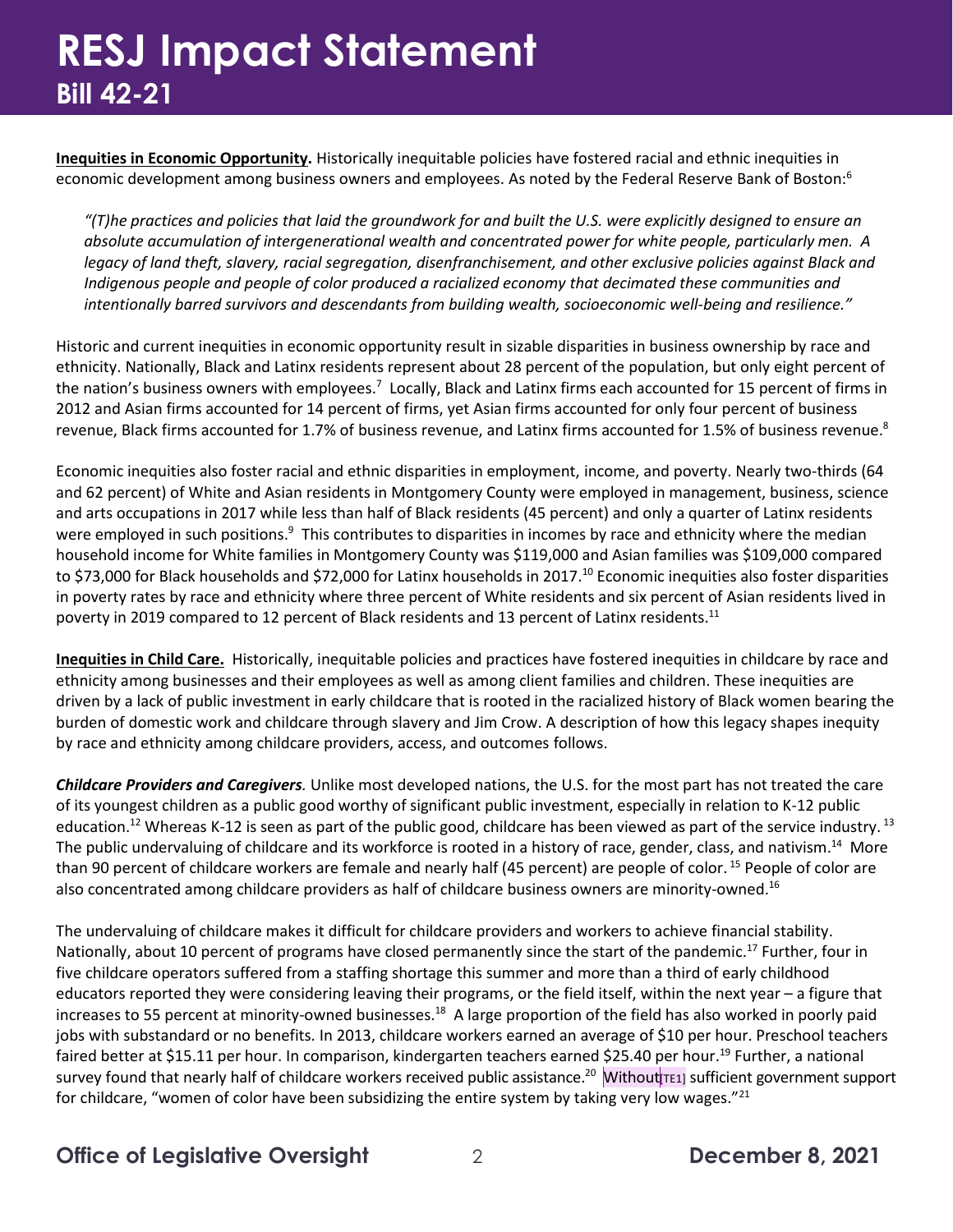**Inequities in Economic Opportunity.** Historically inequitable policies have fostered racial and ethnic inequities in economic development among business owners and employees. As noted by the Federal Reserve Bank of Boston:[6]

> *"(T)he practices and policies that laid the groundwork for and built the U.S. were explicitly designed to ensure an absolute accumulation of intergenerational wealth and concentrated power for white people, particularly men. A legacy of land theft, slavery, racial segregation, disenfranchisement, and other exclusive policies against Black and Indigenous people and people of color produced a racialized economy that decimated these communities and intentionally barred survivors and descendants from building wealth, socioeconomic well-being and resilience."*

Historic and current inequities in economic opportunity result in sizable disparities in business ownership by race and ethnicity. Nationally, Black and Latinx residents represent about 28 percent of the population, but only eight percent of the nation's business owners with employees.[7] Locally, Black and Latinx firms each accounted for 15 percent of firms in 2012 and Asian firms accounted for 14 percent of firms, yet Asian firms accounted for only four percent of business revenue, Black firms accounted for 1.7% of business revenue, and Latinx firms accounted for 1.5% of business revenue.[8]

Economic inequities also foster racial and ethnic disparities in employment, income, and poverty. Nearly two-thirds (64 and 62 percent) of White and Asian residents in Montgomery County were employed in management, business, science and arts occupations in 2017 while less than half of Black residents (45 percent) and only a quarter of Latinx residents were employed in such positions.[9] This contributes to disparities in incomes by race and ethnicity where the median household income for White families in Montgomery County was $119,000 and Asian families was $109,000 compared to $73,000 for Black households and $72,000 for Latinx households in 2017.[10] Economic inequities also foster disparities in poverty rates by race and ethnicity where three percent of White residents and six percent of Asian residents lived in poverty in 2019 compared to 12 percent of Black residents and 13 percent of Latinx residents.[11]

**Inequities in Child Care.** Historically, inequitable policies and practices have fostered inequities in childcare by race and ethnicity among businesses and their employees as well as among client families and children. These inequities are driven by a lack of public investment in early childcare that is rooted in the racialized history of Black women bearing the burden of domestic work and childcare through slavery and Jim Crow. A description of how this legacy shapes inequity by race and ethnicity among childcare providers, access, and outcomes follows.

***Childcare Providers and Caregivers.*** Unlike most developed nations, the U.S. for the most part has not treated the care of its youngest children as a public good worthy of significant public investment, especially in relation to K-12 public education.[12] Whereas K-12 is seen as part of the public good, childcare has been viewed as part of the service industry.[13] The public undervaluing of childcare and its workforce is rooted in a history of race, gender, class, and nativism.[14] More than 90 percent of childcare workers are female and nearly half (45 percent) are people of color.[15] People of color are also concentrated among childcare providers as half of childcare business owners are minority-owned.[16]

The undervaluing of childcare makes it difficult for childcare providers and workers to achieve financial stability. Nationally, about 10 percent of programs have closed permanently since the start of the pandemic.[17] Further, four in five childcare operators suffered from a staffing shortage this summer and more than a third of early childhood educators reported they were considering leaving their programs, or the field itself, within the next year – a figure that increases to 55 percent at minority-owned businesses.[18] A large proportion of the field has also worked in poorly paid jobs with substandard or no benefits. In 2013, childcare workers earned an average of $10 per hour. Preschool teachers faired better at $15.11 per hour. In comparison, kindergarten teachers earned $25.40 per hour.[19] Further, a national survey found that nearly half of childcare workers received public assistance.[20] Without[TE1] sufficient government support for childcare, "women of color have been subsidizing the entire system by taking very low wages."[21]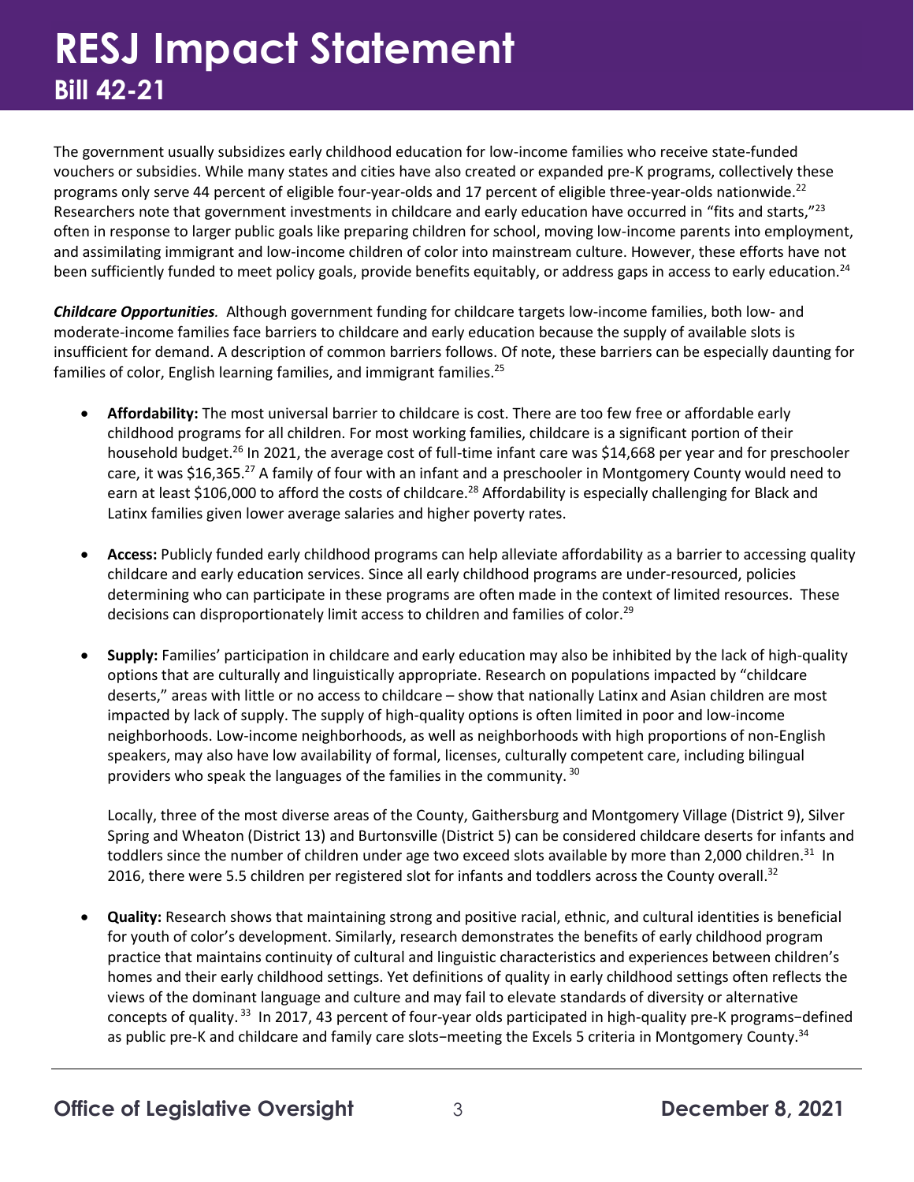The government usually subsidizes early childhood education for low-income families who receive state-funded vouchers or subsidies. While many states and cities have also created or expanded pre-K programs, collectively these programs only serve 44 percent of eligible four-year-olds and 17 percent of eligible three-year-olds nationwide.[22] Researchers note that government investments in childcare and early education have occurred in "fits and starts,"[23] often in response to larger public goals like preparing children for school, moving low-income parents into employment, and assimilating immigrant and low-income children of color into mainstream culture. However, these efforts have not been sufficiently funded to meet policy goals, provide benefits equitably, or address gaps in access to early education.[24]

***Childcare Opportunities.*** Although government funding for childcare targets low-income families, both low- and moderate-income families face barriers to childcare and early education because the supply of available slots is insufficient for demand. A description of common barriers follows. Of note, these barriers can be especially daunting for families of color, English learning families, and immigrant families.[25]

- **Affordability:** The most universal barrier to childcare is cost. There are too few free or affordable early childhood programs for all children. For most working families, childcare is a significant portion of their household budget.[26] In 2021, the average cost of full-time infant care was $14,668 per year and for preschooler care, it was $16,365.[27] A family of four with an infant and a preschooler in Montgomery County would need to earn at least $106,000 to afford the costs of childcare.[28] Affordability is especially challenging for Black and Latinx families given lower average salaries and higher poverty rates.

- **Access:** Publicly funded early childhood programs can help alleviate affordability as a barrier to accessing quality childcare and early education services. Since all early childhood programs are under-resourced, policies determining who can participate in these programs are often made in the context of limited resources. These decisions can disproportionately limit access to children and families of color.[29]

- **Supply:** Families' participation in childcare and early education may also be inhibited by the lack of high-quality options that are culturally and linguistically appropriate. Research on populations impacted by "childcare deserts," areas with little or no access to childcare – show that nationally Latinx and Asian children are most impacted by lack of supply. The supply of high-quality options is often limited in poor and low-income neighborhoods. Low-income neighborhoods, as well as neighborhoods with high proportions of non-English speakers, may also have low availability of formal, licenses, culturally competent care, including bilingual providers who speak the languages of the families in the community.[30]

  Locally, three of the most diverse areas of the County, Gaithersburg and Montgomery Village (District 9), Silver Spring and Wheaton (District 13) and Burtonsville (District 5) can be considered childcare deserts for infants and toddlers since the number of children under age two exceed slots available by more than 2,000 children.[31] In 2016, there were 5.5 children per registered slot for infants and toddlers across the County overall.[32]

- **Quality:** Research shows that maintaining strong and positive racial, ethnic, and cultural identities is beneficial for youth of color's development. Similarly, research demonstrates the benefits of early childhood program practice that maintains continuity of cultural and linguistic characteristics and experiences between children's homes and their early childhood settings. Yet definitions of quality in early childhood settings often reflects the views of the dominant language and culture and may fail to elevate standards of diversity or alternative concepts of quality.[33] In 2017, 43 percent of four-year olds participated in high-quality pre-K programs–defined as public pre-K and childcare and family care slots–meeting the Excels 5 criteria in Montgomery County.[34]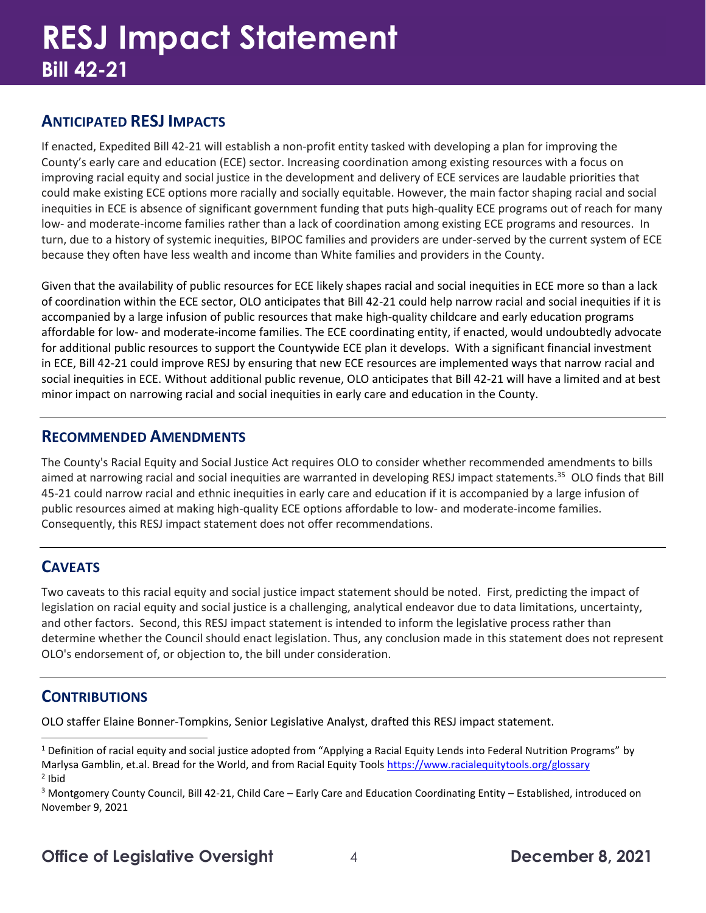# RESJ Impact Statement

## Bill 42-21

### ANTICIPATED RESJ IMPACTS

If enacted, Expedited Bill 42-21 will establish a non-profit entity tasked with developing a plan for improving the County's early care and education (ECE) sector. Increasing coordination among existing resources with a focus on improving racial equity and social justice in the development and delivery of ECE services are laudable priorities that could make existing ECE options more racially and socially equitable. However, the main factor shaping racial and social inequities in ECE is absence of significant government funding that puts high-quality ECE programs out of reach for many low- and moderate-income families rather than a lack of coordination among existing ECE programs and resources. In turn, due to a history of systemic inequities, BIPOC families and providers are under-served by the current system of ECE because they often have less wealth and income than White families and providers in the County.

Given that the availability of public resources for ECE likely shapes racial and social inequities in ECE more so than a lack of coordination within the ECE sector, OLO anticipates that Bill 42-21 could help narrow racial and social inequities if it is accompanied by a large infusion of public resources that make high-quality childcare and early education programs affordable for low- and moderate-income families. The ECE coordinating entity, if enacted, would undoubtedly advocate for additional public resources to support the Countywide ECE plan it develops. With a significant financial investment in ECE, Bill 42-21 could improve RESJ by ensuring that new ECE resources are implemented ways that narrow racial and social inequities in ECE. Without additional public revenue, OLO anticipates that Bill 42-21 will have a limited and at best minor impact on narrowing racial and social inequities in early care and education in the County.

### RECOMMENDED AMENDMENTS

The County's Racial Equity and Social Justice Act requires OLO to consider whether recommended amendments to bills aimed at narrowing racial and social inequities are warranted in developing RESJ impact statements.[35] OLO finds that Bill 45-21 could narrow racial and ethnic inequities in early care and education if it is accompanied by a large infusion of public resources aimed at making high-quality ECE options affordable to low- and moderate-income families. Consequently, this RESJ impact statement does not offer recommendations.

### CAVEATS

Two caveats to this racial equity and social justice impact statement should be noted. First, predicting the impact of legislation on racial equity and social justice is a challenging, analytical endeavor due to data limitations, uncertainty, and other factors. Second, this RESJ impact statement is intended to inform the legislative process rather than determine whether the Council should enact legislation. Thus, any conclusion made in this statement does not represent OLO's endorsement of, or objection to, the bill under consideration.

### CONTRIBUTIONS

OLO staffer Elaine Bonner-Tompkins, Senior Legislative Analyst, drafted this RESJ impact statement.

---

[1] Definition of racial equity and social justice adopted from "Applying a Racial Equity Lends into Federal Nutrition Programs" by Marlysa Gamblin, et.al. Bread for the World, and from Racial Equity Tools https://www.racialequitytools.org/glossary

[2] Ibid

[3] Montgomery County Council, Bill 42-21, Child Care – Early Care and Education Coordinating Entity – Established, introduced on November 9, 2021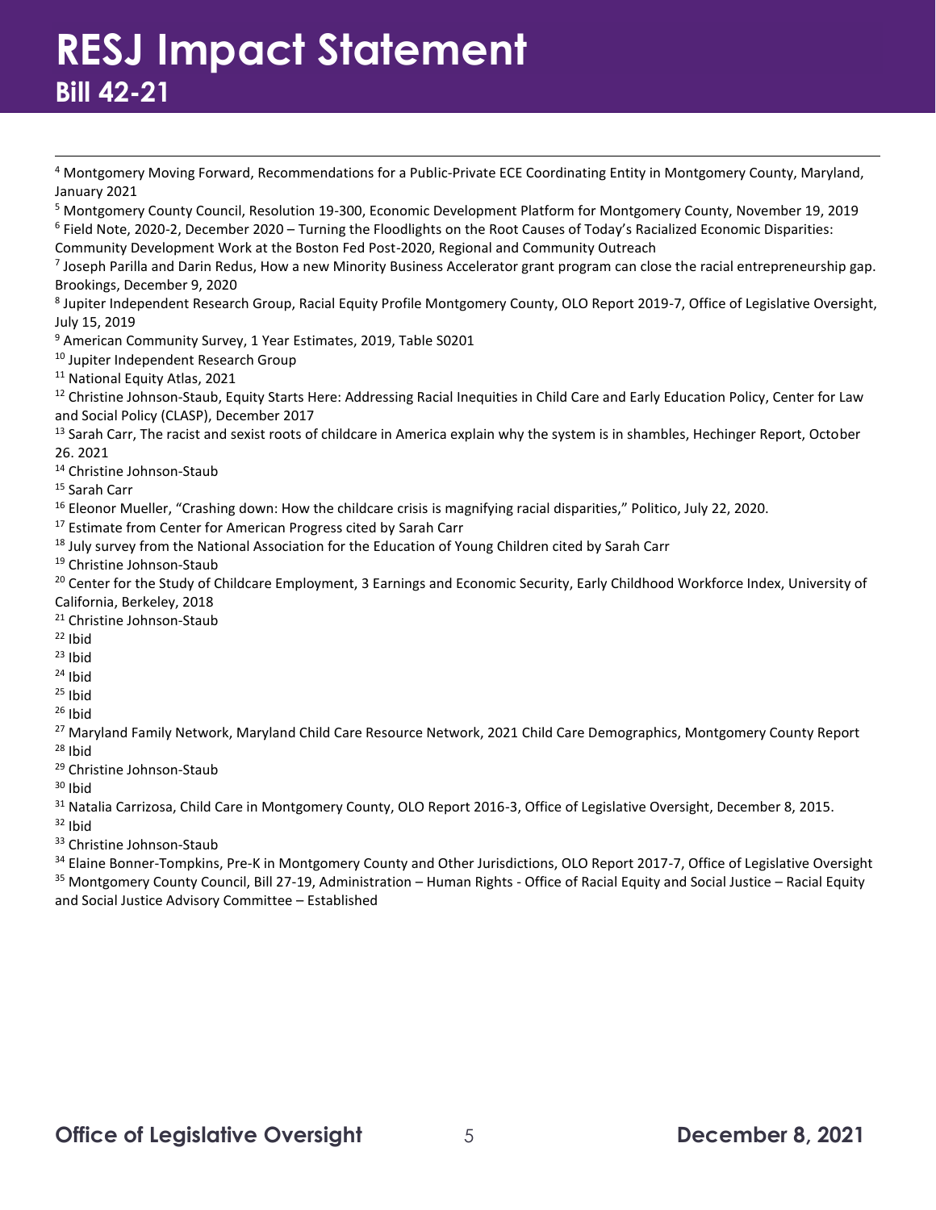# RESJ Impact Statement

## Bill 42-21

[4] Montgomery Moving Forward, Recommendations for a Public-Private ECE Coordinating Entity in Montgomery County, Maryland, January 2021

[5] Montgomery County Council, Resolution 19-300, Economic Development Platform for Montgomery County, November 19, 2019

[6] Field Note, 2020-2, December 2020 – Turning the Floodlights on the Root Causes of Today's Racialized Economic Disparities: Community Development Work at the Boston Fed Post-2020, Regional and Community Outreach

[7] Joseph Parilla and Darin Redus, How a new Minority Business Accelerator grant program can close the racial entrepreneurship gap. Brookings, December 9, 2020

[8] Jupiter Independent Research Group, Racial Equity Profile Montgomery County, OLO Report 2019-7, Office of Legislative Oversight, July 15, 2019

[9] American Community Survey, 1 Year Estimates, 2019, Table S0201

[10] Jupiter Independent Research Group

[11] National Equity Atlas, 2021

[12] Christine Johnson-Staub, Equity Starts Here: Addressing Racial Inequities in Child Care and Early Education Policy, Center for Law and Social Policy (CLASP), December 2017

[13] Sarah Carr, The racist and sexist roots of childcare in America explain why the system is in shambles, Hechinger Report, October 26. 2021

[14] Christine Johnson-Staub

[15] Sarah Carr

[16] Eleonor Mueller, "Crashing down: How the childcare crisis is magnifying racial disparities," Politico, July 22, 2020.

[17] Estimate from Center for American Progress cited by Sarah Carr

[18] July survey from the National Association for the Education of Young Children cited by Sarah Carr

[19] Christine Johnson-Staub

[20] Center for the Study of Childcare Employment, 3 Earnings and Economic Security, Early Childhood Workforce Index, University of California, Berkeley, 2018

[21] Christine Johnson-Staub

[22] Ibid

[23] Ibid

[24] Ibid

[25] Ibid

[26] Ibid

[27] Maryland Family Network, Maryland Child Care Resource Network, 2021 Child Care Demographics, Montgomery County Report

[28] Ibid

[29] Christine Johnson-Staub

[30] Ibid

[31] Natalia Carrizosa, Child Care in Montgomery County, OLO Report 2016-3, Office of Legislative Oversight, December 8, 2015.

[32] Ibid

[33] Christine Johnson-Staub

[34] Elaine Bonner-Tompkins, Pre-K in Montgomery County and Other Jurisdictions, OLO Report 2017-7, Office of Legislative Oversight

[35] Montgomery County Council, Bill 27-19, Administration – Human Rights - Office of Racial Equity and Social Justice – Racial Equity and Social Justice Advisory Committee – Established